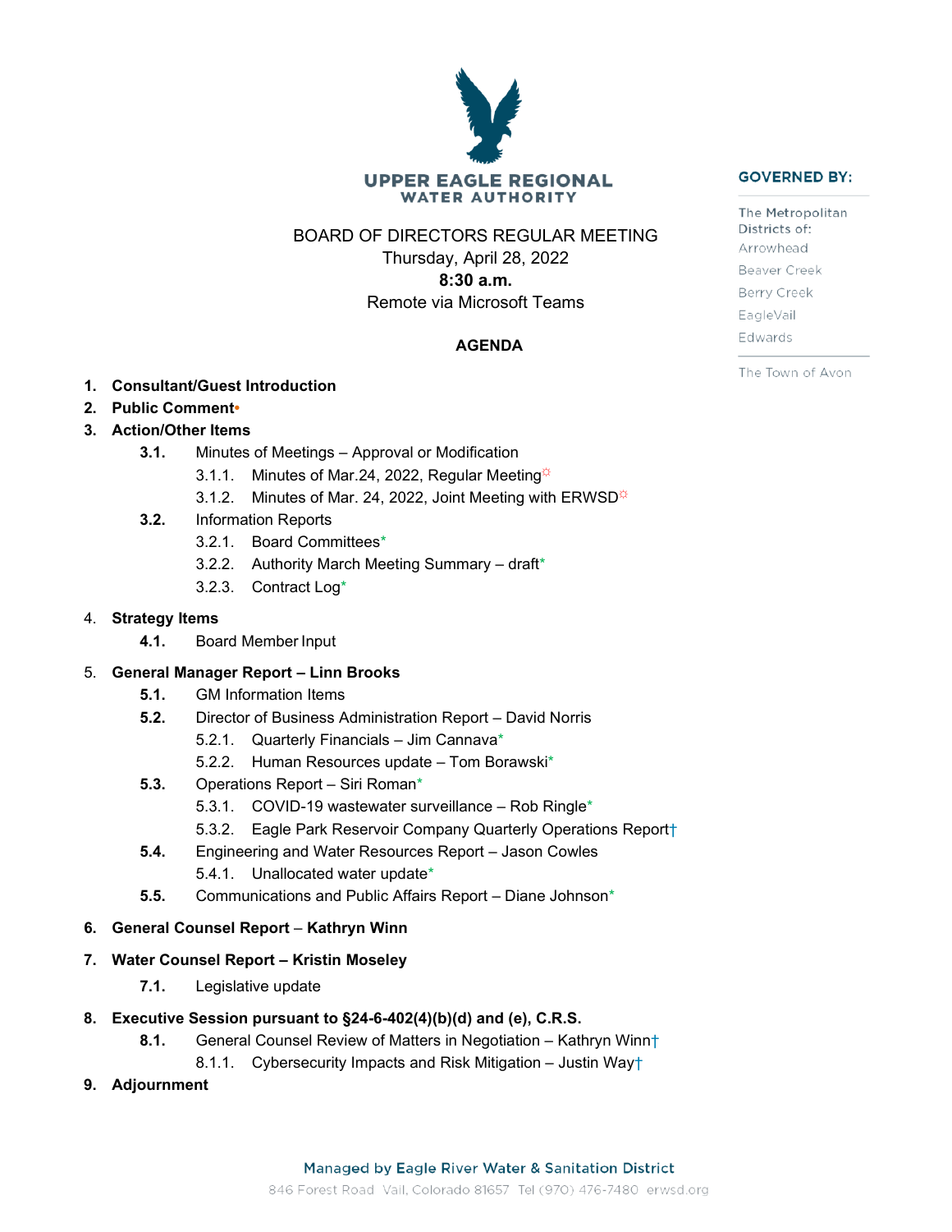**UPPER EAGLE REGIONAL WATER AUTHORITY**

**GOVERNED BY:**

The Metropolitan Districts of:
Arrowhead
Beaver Creek
Berry Creek
EagleVail
Edwards

The Town of Avon

BOARD OF DIRECTORS REGULAR MEETING
Thursday, April 28, 2022
**8:30 a.m.**
Remote via Microsoft Teams

**AGENDA**

1. **Consultant/Guest Introduction**
2. **Public Comment**•
3. **Action/Other Items**
   - **3.1.** Minutes of Meetings – Approval or Modification
     - 3.1.1. Minutes of Mar.24, 2022, Regular Meeting☼
     - 3.1.2. Minutes of Mar. 24, 2022, Joint Meeting with ERWSD☼
   - **3.2.** Information Reports
     - 3.2.1. Board Committees*
     - 3.2.2. Authority March Meeting Summary – draft*
     - 3.2.3. Contract Log*
4. **Strategy Items**
   - **4.1.** Board Member Input
5. **General Manager Report – Linn Brooks**
   - **5.1.** GM Information Items
   - **5.2.** Director of Business Administration Report – David Norris
     - 5.2.1. Quarterly Financials – Jim Cannava*
     - 5.2.2. Human Resources update – Tom Borawski*
   - **5.3.** Operations Report – Siri Roman*
     - 5.3.1. COVID-19 wastewater surveillance – Rob Ringle*
     - 5.3.2. Eagle Park Reservoir Company Quarterly Operations Report†
   - **5.4.** Engineering and Water Resources Report – Jason Cowles
     - 5.4.1. Unallocated water update*
   - **5.5.** Communications and Public Affairs Report – Diane Johnson*
6. **General Counsel Report** – **Kathryn Winn**
7. **Water Counsel Report – Kristin Moseley**
   - **7.1.** Legislative update
8. **Executive Session pursuant to §24-6-402(4)(b)(d) and (e), C.R.S.**
   - **8.1.** General Counsel Review of Matters in Negotiation – Kathryn Winn†
     - 8.1.1. Cybersecurity Impacts and Risk Mitigation – Justin Way†
9. **Adjournment**

Managed by Eagle River Water & Sanitation District
846 Forest Road Vail, Colorado 81657 Tel (970) 476-7480 erwsd.org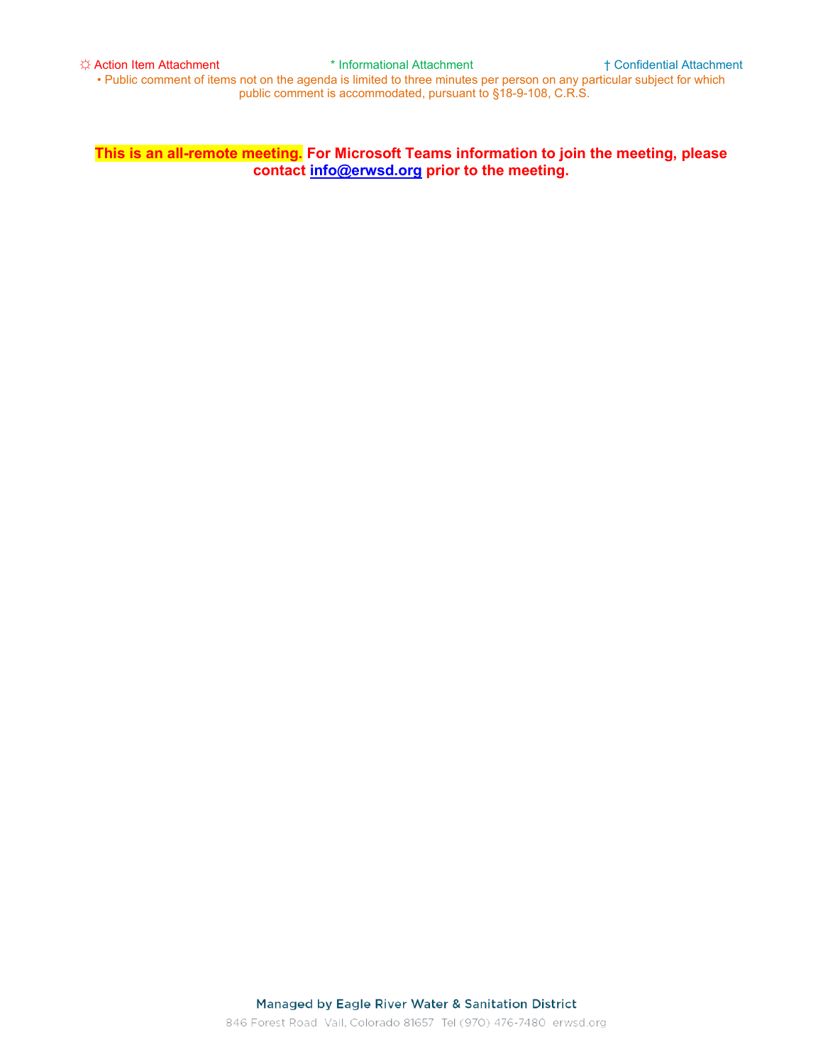☼ Action Item Attachment * Informational Attachment † Confidential Attachment

• Public comment of items not on the agenda is limited to three minutes per person on any particular subject for which public comment is accommodated, pursuant to §18-9-108, C.R.S.

**This is an all-remote meeting. For Microsoft Teams information to join the meeting, please contact info@erwsd.org prior to the meeting.**

Managed by Eagle River Water & Sanitation District

846 Forest Road Vail, Colorado 81657 Tel (970) 476-7480 erwsd.org